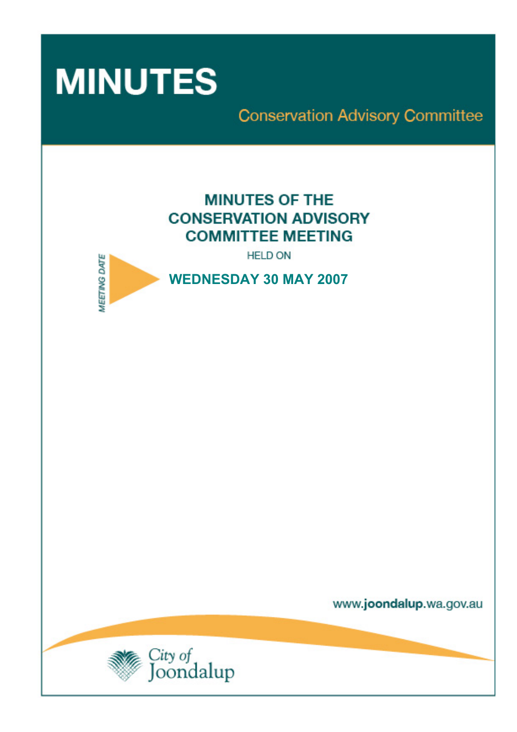# MINUTES

## Conservation Advisory Committee

## MINUTES OF THE CONSERVATION ADVISORY COMMITTEE MEETING

HELD ON

MEETING DATE

**WEDNESDAY 30 MAY 2007**

www.joondalup.wa.gov.au

City of Joondalup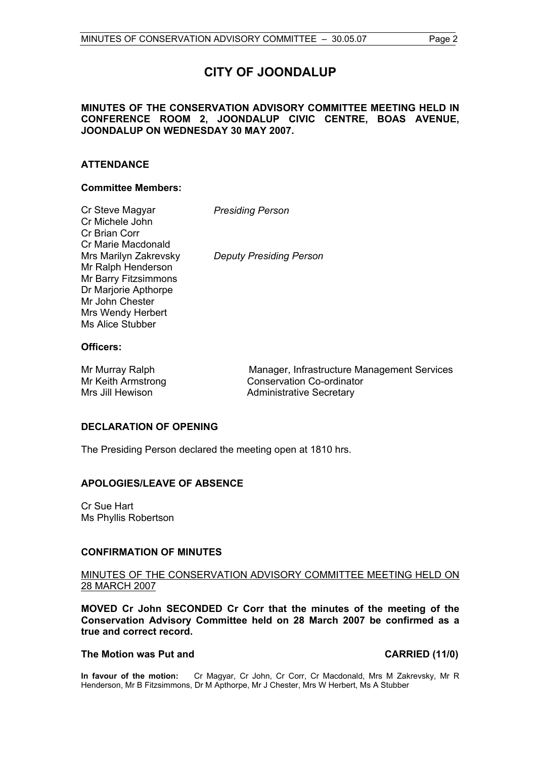# CITY OF JOONDALUP

**MINUTES OF THE CONSERVATION ADVISORY COMMITTEE MEETING HELD IN CONFERENCE ROOM 2, JOONDALUP CIVIC CENTRE, BOAS AVENUE, JOONDALUP ON WEDNESDAY 30 MAY 2007.**

## ATTENDANCE

### Committee Members:

| | |
|---|---|
| Cr Steve Magyar | *Presiding Person* |
| Cr Michele John | |
| Cr Brian Corr | |
| Cr Marie Macdonald | |
| Mrs Marilyn Zakrevsky | *Deputy Presiding Person* |
| Mr Ralph Henderson | |
| Mr Barry Fitzsimmons | |
| Dr Marjorie Apthorpe | |
| Mr John Chester | |
| Mrs Wendy Herbert | |
| Ms Alice Stubber | |

### Officers:

| | |
|---|---|
| Mr Murray Ralph | Manager, Infrastructure Management Services |
| Mr Keith Armstrong | Conservation Co-ordinator |
| Mrs Jill Hewison | Administrative Secretary |

## DECLARATION OF OPENING

The Presiding Person declared the meeting open at 1810 hrs.

## APOLOGIES/LEAVE OF ABSENCE

Cr Sue Hart
Ms Phyllis Robertson

## CONFIRMATION OF MINUTES

MINUTES OF THE CONSERVATION ADVISORY COMMITTEE MEETING HELD ON 28 MARCH 2007

**MOVED Cr John SECONDED Cr Corr that the minutes of the meeting of the Conservation Advisory Committee held on 28 March 2007 be confirmed as a true and correct record.**

**The Motion was Put and CARRIED (11/0)**

**In favour of the motion:** Cr Magyar, Cr John, Cr Corr, Cr Macdonald, Mrs M Zakrevsky, Mr R Henderson, Mr B Fitzsimmons, Dr M Apthorpe, Mr J Chester, Mrs W Herbert, Ms A Stubber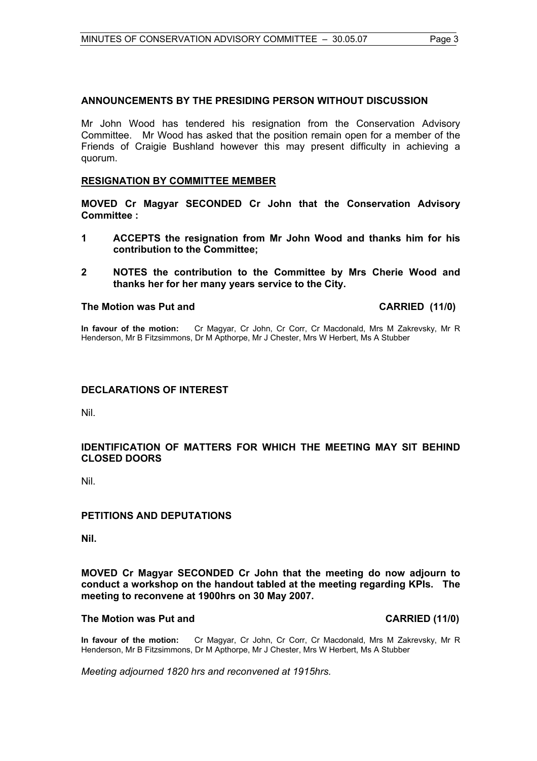## ANNOUNCEMENTS BY THE PRESIDING PERSON WITHOUT DISCUSSION

Mr John Wood has tendered his resignation from the Conservation Advisory Committee. Mr Wood has asked that the position remain open for a member of the Friends of Craigie Bushland however this may present difficulty in achieving a quorum.

## RESIGNATION BY COMMITTEE MEMBER

**MOVED Cr Magyar SECONDED Cr John that the Conservation Advisory Committee :**

**1 ACCEPTS the resignation from Mr John Wood and thanks him for his contribution to the Committee;**

**2 NOTES the contribution to the Committee by Mrs Cherie Wood and thanks her for her many years service to the City.**

**The Motion was Put and CARRIED (11/0)**

**In favour of the motion:** Cr Magyar, Cr John, Cr Corr, Cr Macdonald, Mrs M Zakrevsky, Mr R Henderson, Mr B Fitzsimmons, Dr M Apthorpe, Mr J Chester, Mrs W Herbert, Ms A Stubber

## DECLARATIONS OF INTEREST

Nil.

## IDENTIFICATION OF MATTERS FOR WHICH THE MEETING MAY SIT BEHIND CLOSED DOORS

Nil.

## PETITIONS AND DEPUTATIONS

**Nil.**

**MOVED Cr Magyar SECONDED Cr John that the meeting do now adjourn to conduct a workshop on the handout tabled at the meeting regarding KPIs. The meeting to reconvene at 1900hrs on 30 May 2007.**

**The Motion was Put and CARRIED (11/0)**

**In favour of the motion:** Cr Magyar, Cr John, Cr Corr, Cr Macdonald, Mrs M Zakrevsky, Mr R Henderson, Mr B Fitzsimmons, Dr M Apthorpe, Mr J Chester, Mrs W Herbert, Ms A Stubber

*Meeting adjourned 1820 hrs and reconvened at 1915hrs.*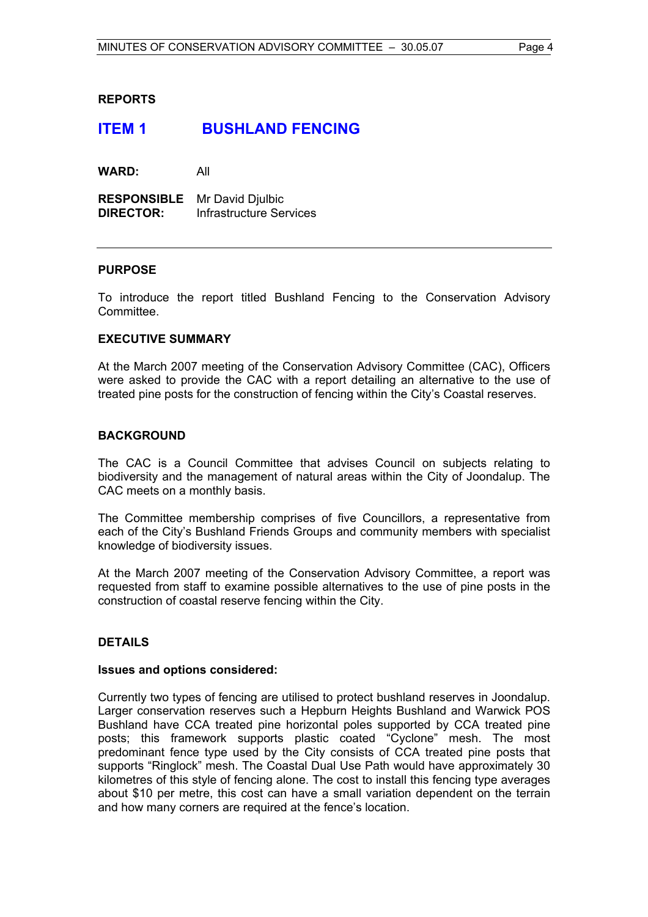## REPORTS

## ITEM 1 BUSHLAND FENCING

**WARD:** All

**RESPONSIBLE DIRECTOR:** Mr David Djulbic
Infrastructure Services

---

### PURPOSE

To introduce the report titled Bushland Fencing to the Conservation Advisory Committee.

### EXECUTIVE SUMMARY

At the March 2007 meeting of the Conservation Advisory Committee (CAC), Officers were asked to provide the CAC with a report detailing an alternative to the use of treated pine posts for the construction of fencing within the City's Coastal reserves.

### BACKGROUND

The CAC is a Council Committee that advises Council on subjects relating to biodiversity and the management of natural areas within the City of Joondalup. The CAC meets on a monthly basis.

The Committee membership comprises of five Councillors, a representative from each of the City's Bushland Friends Groups and community members with specialist knowledge of biodiversity issues.

At the March 2007 meeting of the Conservation Advisory Committee, a report was requested from staff to examine possible alternatives to the use of pine posts in the construction of coastal reserve fencing within the City.

### DETAILS

**Issues and options considered:**

Currently two types of fencing are utilised to protect bushland reserves in Joondalup. Larger conservation reserves such a Hepburn Heights Bushland and Warwick POS Bushland have CCA treated pine horizontal poles supported by CCA treated pine posts; this framework supports plastic coated "Cyclone" mesh. The most predominant fence type used by the City consists of CCA treated pine posts that supports "Ringlock" mesh. The Coastal Dual Use Path would have approximately 30 kilometres of this style of fencing alone. The cost to install this fencing type averages about $10 per metre, this cost can have a small variation dependent on the terrain and how many corners are required at the fence's location.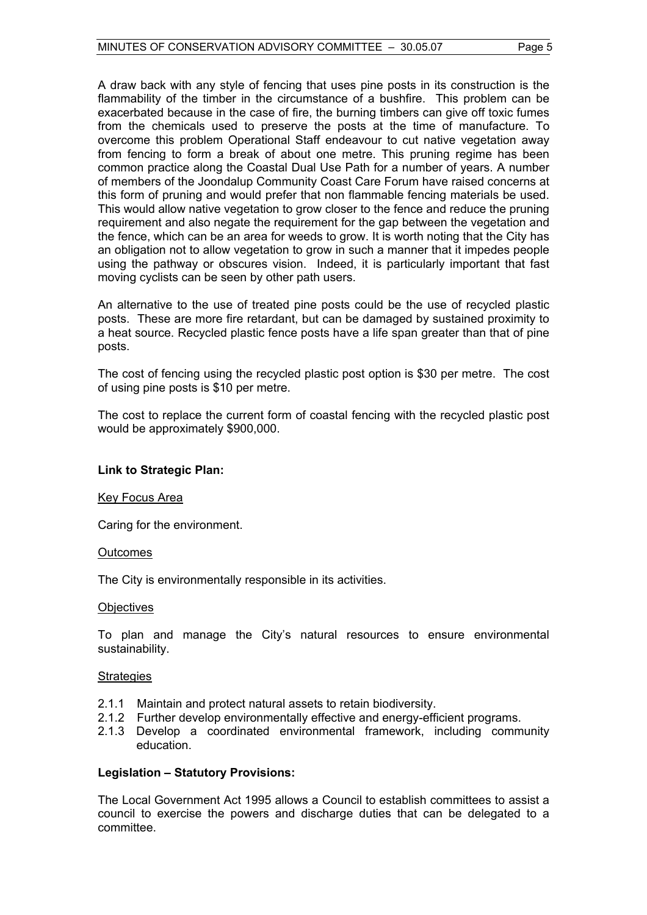A draw back with any style of fencing that uses pine posts in its construction is the flammability of the timber in the circumstance of a bushfire. This problem can be exacerbated because in the case of fire, the burning timbers can give off toxic fumes from the chemicals used to preserve the posts at the time of manufacture. To overcome this problem Operational Staff endeavour to cut native vegetation away from fencing to form a break of about one metre. This pruning regime has been common practice along the Coastal Dual Use Path for a number of years. A number of members of the Joondalup Community Coast Care Forum have raised concerns at this form of pruning and would prefer that non flammable fencing materials be used. This would allow native vegetation to grow closer to the fence and reduce the pruning requirement and also negate the requirement for the gap between the vegetation and the fence, which can be an area for weeds to grow. It is worth noting that the City has an obligation not to allow vegetation to grow in such a manner that it impedes people using the pathway or obscures vision. Indeed, it is particularly important that fast moving cyclists can be seen by other path users.

An alternative to the use of treated pine posts could be the use of recycled plastic posts. These are more fire retardant, but can be damaged by sustained proximity to a heat source. Recycled plastic fence posts have a life span greater than that of pine posts.

The cost of fencing using the recycled plastic post option is $30 per metre. The cost of using pine posts is $10 per metre.

The cost to replace the current form of coastal fencing with the recycled plastic post would be approximately $900,000.

**Link to Strategic Plan:**

Key Focus Area

Caring for the environment.

Outcomes

The City is environmentally responsible in its activities.

Objectives

To plan and manage the City's natural resources to ensure environmental sustainability.

Strategies

2.1.1 Maintain and protect natural assets to retain biodiversity.
2.1.2 Further develop environmentally effective and energy-efficient programs.
2.1.3 Develop a coordinated environmental framework, including community education.

**Legislation – Statutory Provisions:**

The Local Government Act 1995 allows a Council to establish committees to assist a council to exercise the powers and discharge duties that can be delegated to a committee.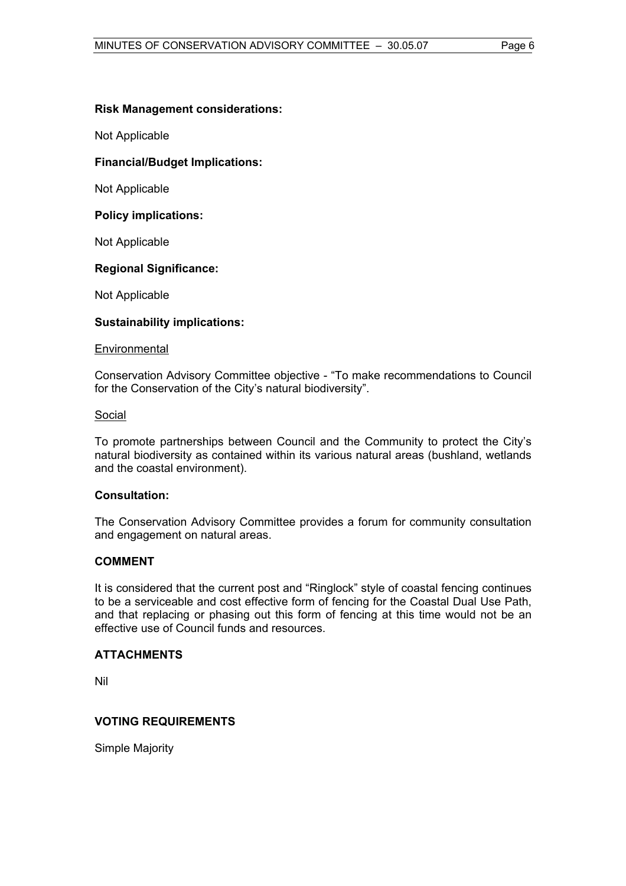**Risk Management considerations:**

Not Applicable

**Financial/Budget Implications:**

Not Applicable

**Policy implications:**

Not Applicable

**Regional Significance:**

Not Applicable

**Sustainability implications:**

Environmental

Conservation Advisory Committee objective - "To make recommendations to Council for the Conservation of the City's natural biodiversity".

Social

To promote partnerships between Council and the Community to protect the City's natural biodiversity as contained within its various natural areas (bushland, wetlands and the coastal environment).

**Consultation:**

The Conservation Advisory Committee provides a forum for community consultation and engagement on natural areas.

## COMMENT

It is considered that the current post and "Ringlock" style of coastal fencing continues to be a serviceable and cost effective form of fencing for the Coastal Dual Use Path, and that replacing or phasing out this form of fencing at this time would not be an effective use of Council funds and resources.

## ATTACHMENTS

Nil

## VOTING REQUIREMENTS

Simple Majority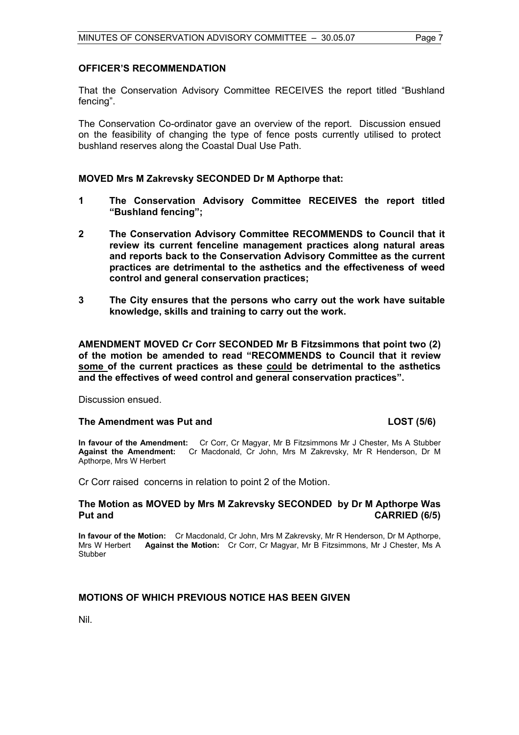**OFFICER'S RECOMMENDATION**

That the Conservation Advisory Committee RECEIVES the report titled "Bushland fencing".

The Conservation Co-ordinator gave an overview of the report. Discussion ensued on the feasibility of changing the type of fence posts currently utilised to protect bushland reserves along the Coastal Dual Use Path.

**MOVED Mrs M Zakrevsky SECONDED Dr M Apthorpe that:**

**1 The Conservation Advisory Committee RECEIVES the report titled "Bushland fencing";**

**2 The Conservation Advisory Committee RECOMMENDS to Council that it review its current fenceline management practices along natural areas and reports back to the Conservation Advisory Committee as the current practices are detrimental to the asthetics and the effectiveness of weed control and general conservation practices;**

**3 The City ensures that the persons who carry out the work have suitable knowledge, skills and training to carry out the work.**

**AMENDMENT MOVED Cr Corr SECONDED Mr B Fitzsimmons that point two (2) of the motion be amended to read "RECOMMENDS to Council that it review <u>some</u> of the current practices as these <u>could</u> be detrimental to the asthetics and the effectives of weed control and general conservation practices".**

Discussion ensued.

**The Amendment was Put and LOST (5/6)**

**In favour of the Amendment:** Cr Corr, Cr Magyar, Mr B Fitzsimmons Mr J Chester, Ms A Stubber
**Against the Amendment:** Cr Macdonald, Cr John, Mrs M Zakrevsky, Mr R Henderson, Dr M Apthorpe, Mrs W Herbert

Cr Corr raised concerns in relation to point 2 of the Motion.

**The Motion as MOVED by Mrs M Zakrevsky SECONDED by Dr M Apthorpe Was Put and CARRIED (6/5)**

**In favour of the Motion:** Cr Macdonald, Cr John, Mrs M Zakrevsky, Mr R Henderson, Dr M Apthorpe, Mrs W Herbert **Against the Motion:** Cr Corr, Cr Magyar, Mr B Fitzsimmons, Mr J Chester, Ms A Stubber

## MOTIONS OF WHICH PREVIOUS NOTICE HAS BEEN GIVEN

Nil.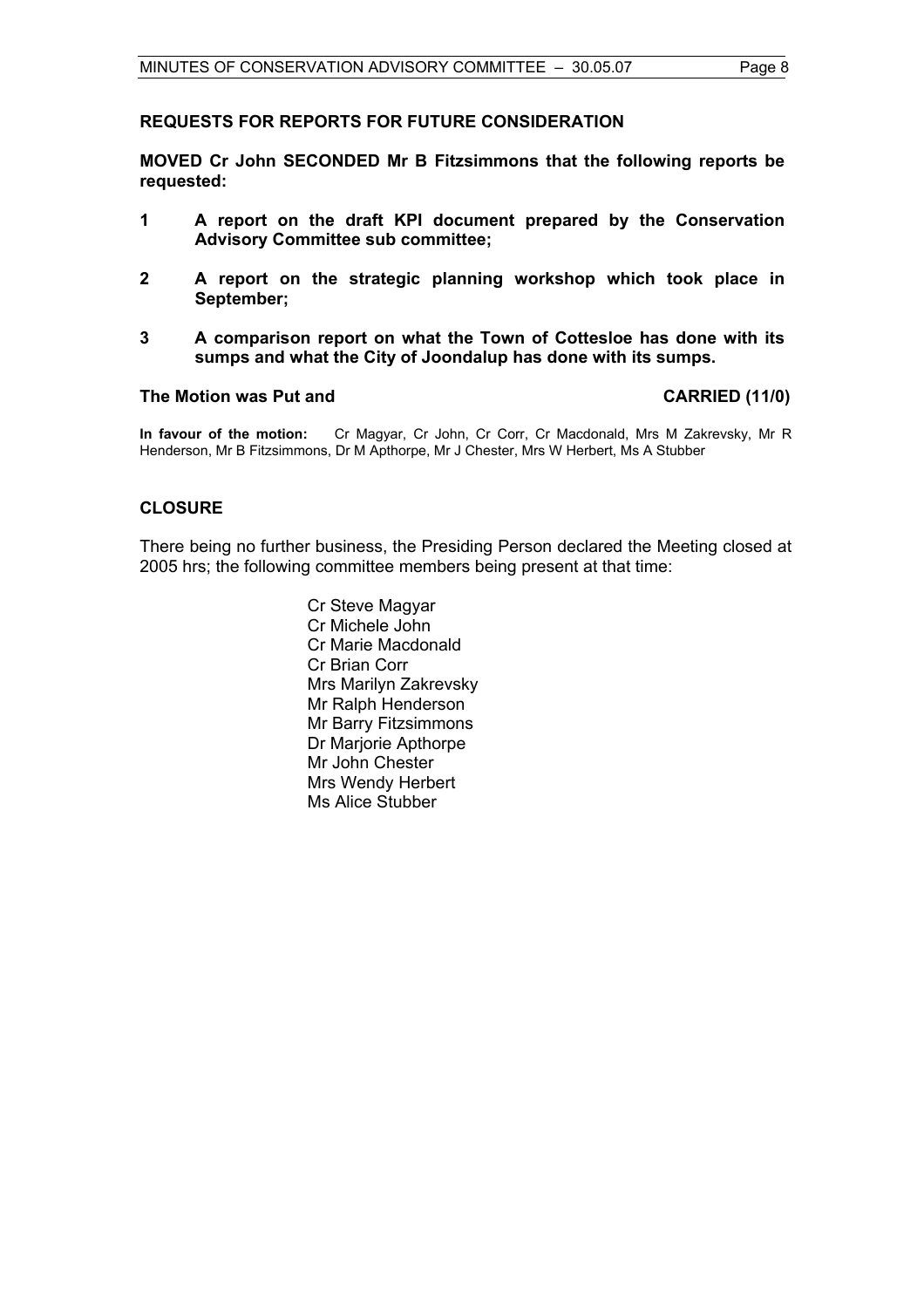## REQUESTS FOR REPORTS FOR FUTURE CONSIDERATION

**MOVED Cr John SECONDED Mr B Fitzsimmons that the following reports be requested:**

**1 A report on the draft KPI document prepared by the Conservation Advisory Committee sub committee;**

**2 A report on the strategic planning workshop which took place in September;**

**3 A comparison report on what the Town of Cottesloe has done with its sumps and what the City of Joondalup has done with its sumps.**

**The Motion was Put and CARRIED (11/0)**

**In favour of the motion:** Cr Magyar, Cr John, Cr Corr, Cr Macdonald, Mrs M Zakrevsky, Mr R Henderson, Mr B Fitzsimmons, Dr M Apthorpe, Mr J Chester, Mrs W Herbert, Ms A Stubber

## CLOSURE

There being no further business, the Presiding Person declared the Meeting closed at 2005 hrs; the following committee members being present at that time:

Cr Steve Magyar
Cr Michele John
Cr Marie Macdonald
Cr Brian Corr
Mrs Marilyn Zakrevsky
Mr Ralph Henderson
Mr Barry Fitzsimmons
Dr Marjorie Apthorpe
Mr John Chester
Mrs Wendy Herbert
Ms Alice Stubber